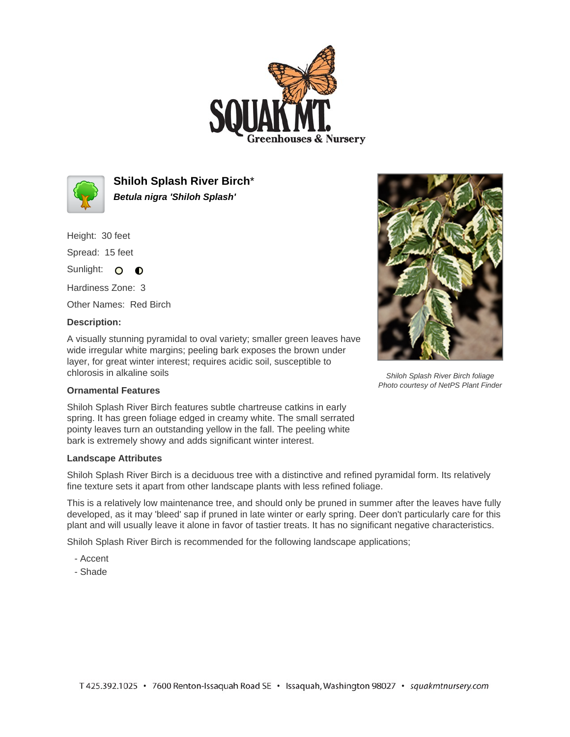# Shiloh Splash River Birch*

***Betula nigra 'Shiloh Splash'***

Height: 30 feet

Spread: 15 feet

Sunlight: ○ ◐

Hardiness Zone: 3

Other Names: Red Birch

**Description:**

A visually stunning pyramidal to oval variety; smaller green leaves have wide irregular white margins; peeling bark exposes the brown under layer, for great winter interest; requires acidic soil, susceptible to chlorosis in alkaline soils

*Shiloh Splash River Birch foliage*
*Photo courtesy of NetPS Plant Finder*

**Ornamental Features**

Shiloh Splash River Birch features subtle chartreuse catkins in early spring. It has green foliage edged in creamy white. The small serrated pointy leaves turn an outstanding yellow in the fall. The peeling white bark is extremely showy and adds significant winter interest.

**Landscape Attributes**

Shiloh Splash River Birch is a deciduous tree with a distinctive and refined pyramidal form. Its relatively fine texture sets it apart from other landscape plants with less refined foliage.

This is a relatively low maintenance tree, and should only be pruned in summer after the leaves have fully developed, as it may 'bleed' sap if pruned in late winter or early spring. Deer don't particularly care for this plant and will usually leave it alone in favor of tastier treats. It has no significant negative characteristics.

Shiloh Splash River Birch is recommended for the following landscape applications;

- Accent
- Shade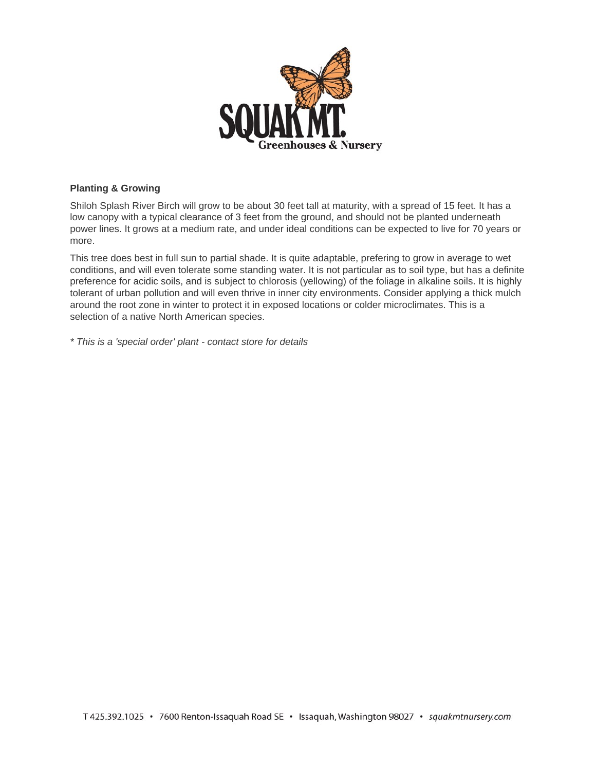**Planting & Growing**

Shiloh Splash River Birch will grow to be about 30 feet tall at maturity, with a spread of 15 feet. It has a low canopy with a typical clearance of 3 feet from the ground, and should not be planted underneath power lines. It grows at a medium rate, and under ideal conditions can be expected to live for 70 years or more.

This tree does best in full sun to partial shade. It is quite adaptable, prefering to grow in average to wet conditions, and will even tolerate some standing water. It is not particular as to soil type, but has a definite preference for acidic soils, and is subject to chlorosis (yellowing) of the foliage in alkaline soils. It is highly tolerant of urban pollution and will even thrive in inner city environments. Consider applying a thick mulch around the root zone in winter to protect it in exposed locations or colder microclimates. This is a selection of a native North American species.

*\* This is a 'special order' plant - contact store for details*